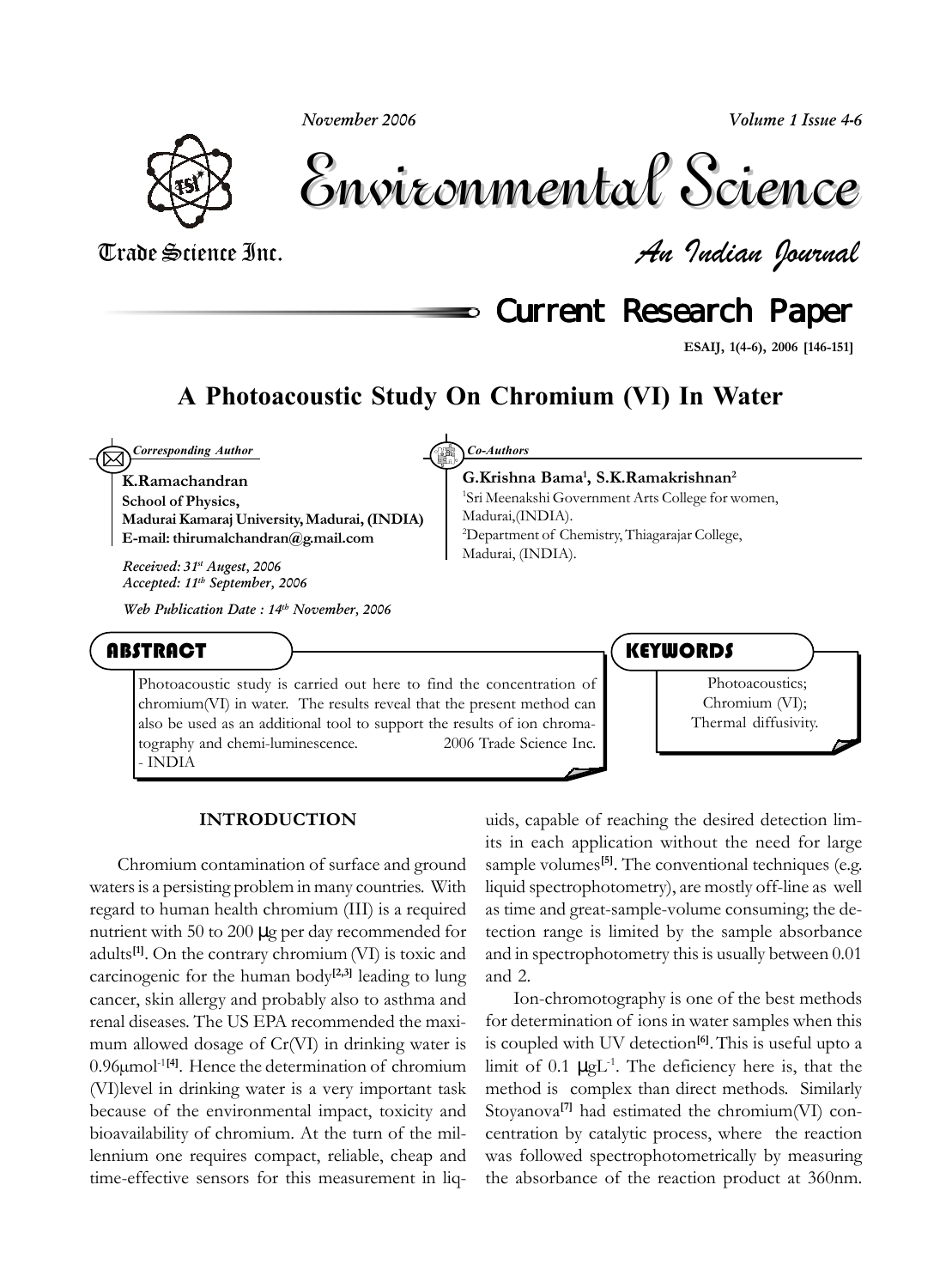# A Photoacoustic Study On Chromium (VI) In Water

*Corresponding Author*

**K.Ramachandran**
**School of Physics,**
**Madurai Kamaraj University, Madurai, (INDIA)**
**E-mail: thirumalchandran@g.mail.com**

*Received: 31[st] Augest, 2006*
*Accepted: 11[th] September, 2006*

*Web Publication Date : 14[th] November, 2006*

*Co-Authors*

**G.Krishna Bama[1], S.K.Ramakrishnan[2]**

[1]Sri Meenakshi Government Arts College for women, Madurai,(INDIA).
[2]Department of Chemistry, Thiagarajar College, Madurai, (INDIA).

## ABSTRACT

Photoacoustic study is carried out here to find the concentration of chromium(VI) in water. The results reveal that the present method can also be used as an additional tool to support the results of ion chromatography and chemi-luminescence. 2006 Trade Science Inc. - INDIA

## KEYWORDS

Photoacoustics;
Chromium (VI);
Thermal diffusivity.

## INTRODUCTION

Chromium contamination of surface and ground waters is a persisting problem in many countries. With regard to human health chromium (III) is a required nutrient with 50 to 200 μg per day recommended for adults[1]. On the contrary chromium (VI) is toxic and carcinogenic for the human body[2,3] leading to lung cancer, skin allergy and probably also to asthma and renal diseases. The US EPA recommended the maximum allowed dosage of Cr(VI) in drinking water is 0.96μmol$^{-1}$[4]. Hence the determination of chromium (VI)level in drinking water is a very important task because of the environmental impact, toxicity and bioavailability of chromium. At the turn of the millennium one requires compact, reliable, cheap and time-effective sensors for this measurement in liquids, capable of reaching the desired detection limits in each application without the need for large sample volumes[5]. The conventional techniques (e.g. liquid spectrophotometry), are mostly off-line as well as time and great-sample-volume consuming; the detection range is limited by the sample absorbance and in spectrophotometry this is usually between 0.01 and 2.

Ion-chromotography is one of the best methods for determination of ions in water samples when this is coupled with UV detection[6]. This is useful upto a limit of 0.1 μgL$^{-1}$. The deficiency here is, that the method is complex than direct methods. Similarly Stoyanova[7] had estimated the chromium(VI) concentration by catalytic process, where the reaction was followed spectrophotometrically by measuring the absorbance of the reaction product at 360nm.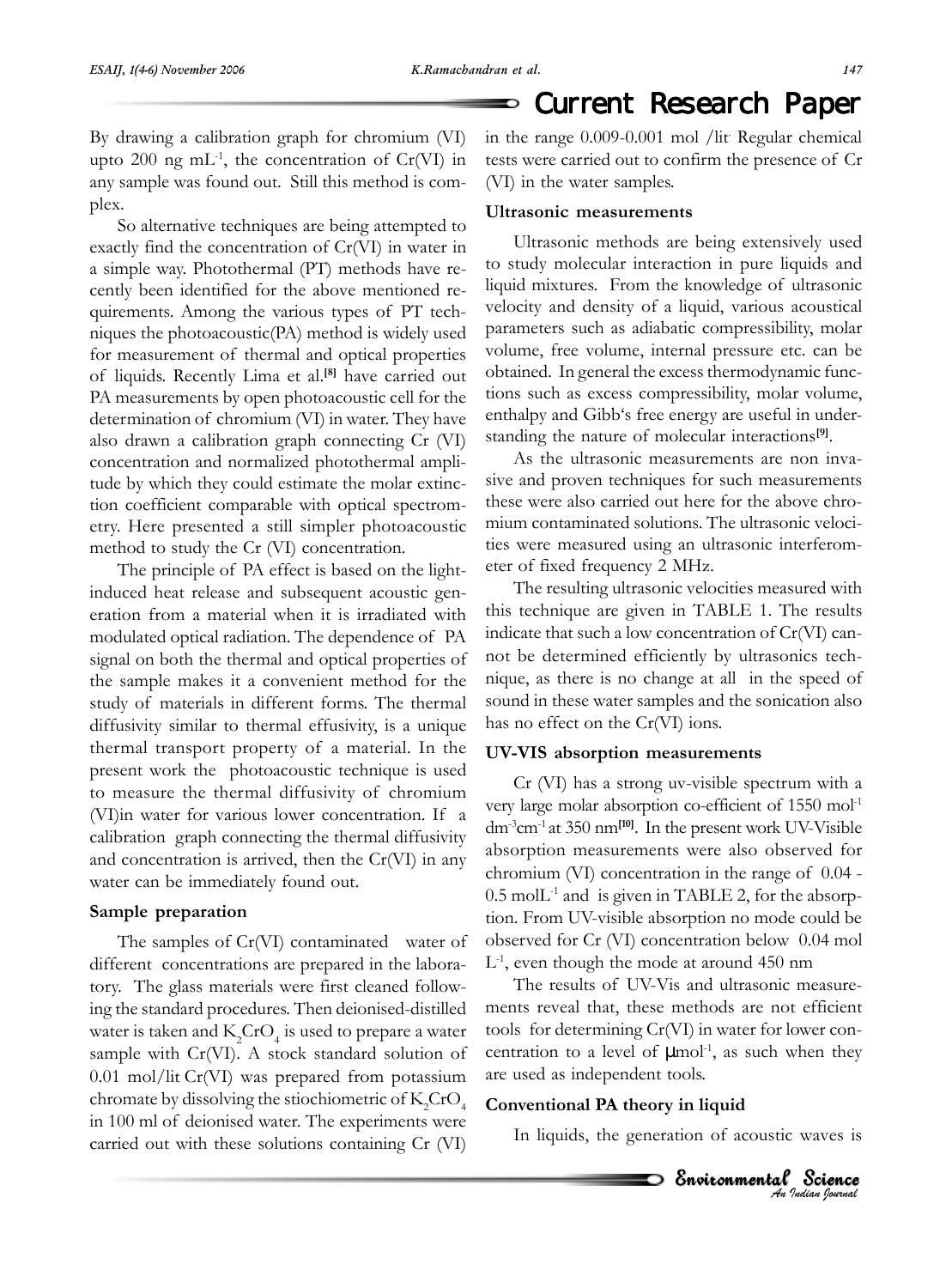By drawing a calibration graph for chromium (VI) upto 200 ng $mL^{-1}$, the concentration of Cr(VI) in any sample was found out. Still this method is complex.

So alternative techniques are being attempted to exactly find the concentration of Cr(VI) in water in a simple way. Photothermal (PT) methods have recently been identified for the above mentioned requirements. Among the various types of PT techniques the photoacoustic(PA) method is widely used for measurement of thermal and optical properties of liquids. Recently Lima et al.[8] have carried out PA measurements by open photoacoustic cell for the determination of chromium (VI) in water. They have also drawn a calibration graph connecting Cr (VI) concentration and normalized photothermal amplitude by which they could estimate the molar extinction coefficient comparable with optical spectrometry. Here presented a still simpler photoacoustic method to study the Cr (VI) concentration.

The principle of PA effect is based on the light-induced heat release and subsequent acoustic generation from a material when it is irradiated with modulated optical radiation. The dependence of PA signal on both the thermal and optical properties of the sample makes it a convenient method for the study of materials in different forms. The thermal diffusivity similar to thermal effusivity, is a unique thermal transport property of a material. In the present work the photoacoustic technique is used to measure the thermal diffusivity of chromium (VI)in water for various lower concentration. If a calibration graph connecting the thermal diffusivity and concentration is arrived, then the Cr(VI) in any water can be immediately found out.

### Sample preparation

The samples of Cr(VI) contaminated water of different concentrations are prepared in the laboratory. The glass materials were first cleaned following the standard procedures. Then deionised-distilled water is taken and $K_2CrO_4$ is used to prepare a water sample with Cr(VI). A stock standard solution of 0.01 mol/lit Cr(VI) was prepared from potassium chromate by dissolving the stiochiometric of $K_2CrO_4$ in 100 ml of deionised water. The experiments were carried out with these solutions containing Cr (VI) in the range 0.009-0.001 mol /lit. Regular chemical tests were carried out to confirm the presence of Cr (VI) in the water samples.

### Ultrasonic measurements

Ultrasonic methods are being extensively used to study molecular interaction in pure liquids and liquid mixtures. From the knowledge of ultrasonic velocity and density of a liquid, various acoustical parameters such as adiabatic compressibility, molar volume, free volume, internal pressure etc. can be obtained. In general the excess thermodynamic functions such as excess compressibility, molar volume, enthalpy and Gibb's free energy are useful in understanding the nature of molecular interactions[9].

As the ultrasonic measurements are non invasive and proven techniques for such measurements these were also carried out here for the above chromium contaminated solutions. The ultrasonic velocities were measured using an ultrasonic interferometer of fixed frequency 2 MHz.

The resulting ultrasonic velocities measured with this technique are given in TABLE 1. The results indicate that such a low concentration of Cr(VI) cannot be determined efficiently by ultrasonics technique, as there is no change at all in the speed of sound in these water samples and the sonication also has no effect on the Cr(VI) ions.

### UV-VIS absorption measurements

Cr (VI) has a strong uv-visible spectrum with a very large molar absorption co-efficient of 1550 $mol^{-1}$ $dm^{-3}cm^{-1}$ at 350 nm[10]. In the present work UV-Visible absorption measurements were also observed for chromium (VI) concentration in the range of 0.04 - 0.5 $molL^{-1}$ and is given in TABLE 2, for the absorption. From UV-visible absorption no mode could be observed for Cr (VI) concentration below 0.04 mol $L^{-1}$, even though the mode at around 450 nm

The results of UV-Vis and ultrasonic measurements reveal that, these methods are not efficient tools for determining Cr(VI) in water for lower concentration to a level of $\mu mol^{-1}$, as such when they are used as independent tools.

### Conventional PA theory in liquid

In liquids, the generation of acoustic waves is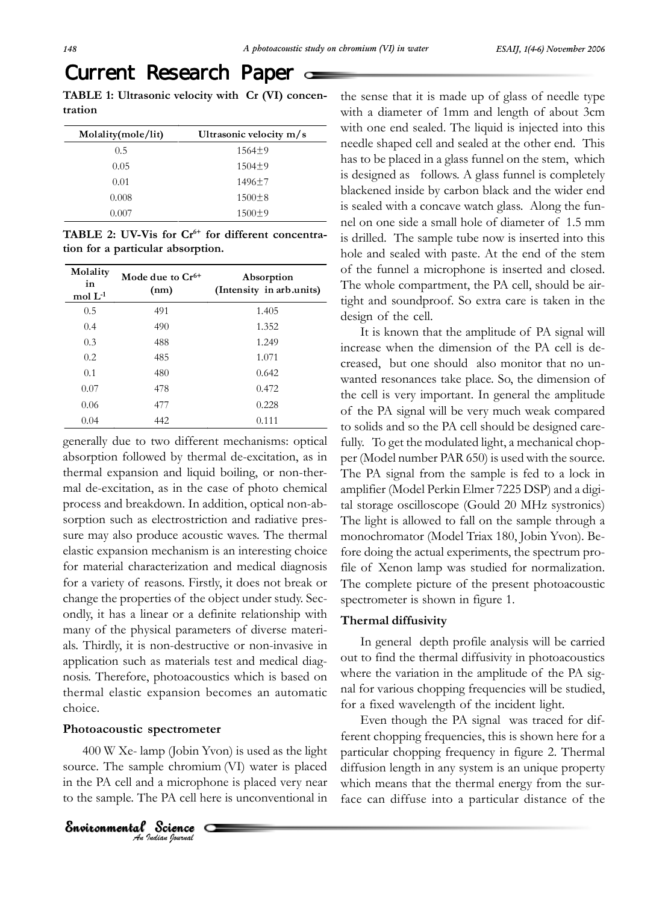**TABLE 1: Ultrasonic velocity with Cr (VI) concentration**

| Molality(mole/lit) | Ultrasonic velocity m/s |
|---|---|
| 0.5 | 1564±9 |
| 0.05 | 1504±9 |
| 0.01 | 1496±7 |
| 0.008 | 1500±8 |
| 0.007 | 1500±9 |

**TABLE 2: UV-Vis for $Cr^{6+}$ for different concentration for a particular absorption.**

| Molality in mol $L^{-1}$ | Mode due to $Cr^{6+}$ (nm) | Absorption (Intensity in arb.units) |
|---|---|---|
| 0.5 | 491 | 1.405 |
| 0.4 | 490 | 1.352 |
| 0.3 | 488 | 1.249 |
| 0.2 | 485 | 1.071 |
| 0.1 | 480 | 0.642 |
| 0.07 | 478 | 0.472 |
| 0.06 | 477 | 0.228 |
| 0.04 | 442 | 0.111 |

generally due to two different mechanisms: optical absorption followed by thermal de-excitation, as in thermal expansion and liquid boiling, or non-thermal de-excitation, as in the case of photo chemical process and breakdown. In addition, optical non-absorption such as electrostriction and radiative pressure may also produce acoustic waves. The thermal elastic expansion mechanism is an interesting choice for material characterization and medical diagnosis for a variety of reasons. Firstly, it does not break or change the properties of the object under study. Secondly, it has a linear or a definite relationship with many of the physical parameters of diverse materials. Thirdly, it is non-destructive or non-invasive in application such as materials test and medical diagnosis. Therefore, photoacoustics which is based on thermal elastic expansion becomes an automatic choice.

### Photoacoustic spectrometer

400 W Xe- lamp (Jobin Yvon) is used as the light source. The sample chromium (VI) water is placed in the PA cell and a microphone is placed very near to the sample. The PA cell here is unconventional in the sense that it is made up of glass of needle type with a diameter of 1mm and length of about 3cm with one end sealed. The liquid is injected into this needle shaped cell and sealed at the other end. This has to be placed in a glass funnel on the stem, which is designed as follows. A glass funnel is completely blackened inside by carbon black and the wider end is sealed with a concave watch glass. Along the funnel on one side a small hole of diameter of 1.5 mm is drilled. The sample tube now is inserted into this hole and sealed with paste. At the end of the stem of the funnel a microphone is inserted and closed. The whole compartment, the PA cell, should be airtight and soundproof. So extra care is taken in the design of the cell.

It is known that the amplitude of PA signal will increase when the dimension of the PA cell is decreased, but one should also monitor that no unwanted resonances take place. So, the dimension of the cell is very important. In general the amplitude of the PA signal will be very much weak compared to solids and so the PA cell should be designed carefully. To get the modulated light, a mechanical chopper (Model number PAR 650) is used with the source. The PA signal from the sample is fed to a lock in amplifier (Model Perkin Elmer 7225 DSP) and a digital storage oscilloscope (Gould 20 MHz systronics) The light is allowed to fall on the sample through a monochromator (Model Triax 180, Jobin Yvon). Before doing the actual experiments, the spectrum profile of Xenon lamp was studied for normalization. The complete picture of the present photoacoustic spectrometer is shown in figure 1.

### Thermal diffusivity

In general depth profile analysis will be carried out to find the thermal diffusivity in photoacoustics where the variation in the amplitude of the PA signal for various chopping frequencies will be studied, for a fixed wavelength of the incident light.

Even though the PA signal was traced for different chopping frequencies, this is shown here for a particular chopping frequency in figure 2. Thermal diffusion length in any system is an unique property which means that the thermal energy from the surface can diffuse into a particular distance of the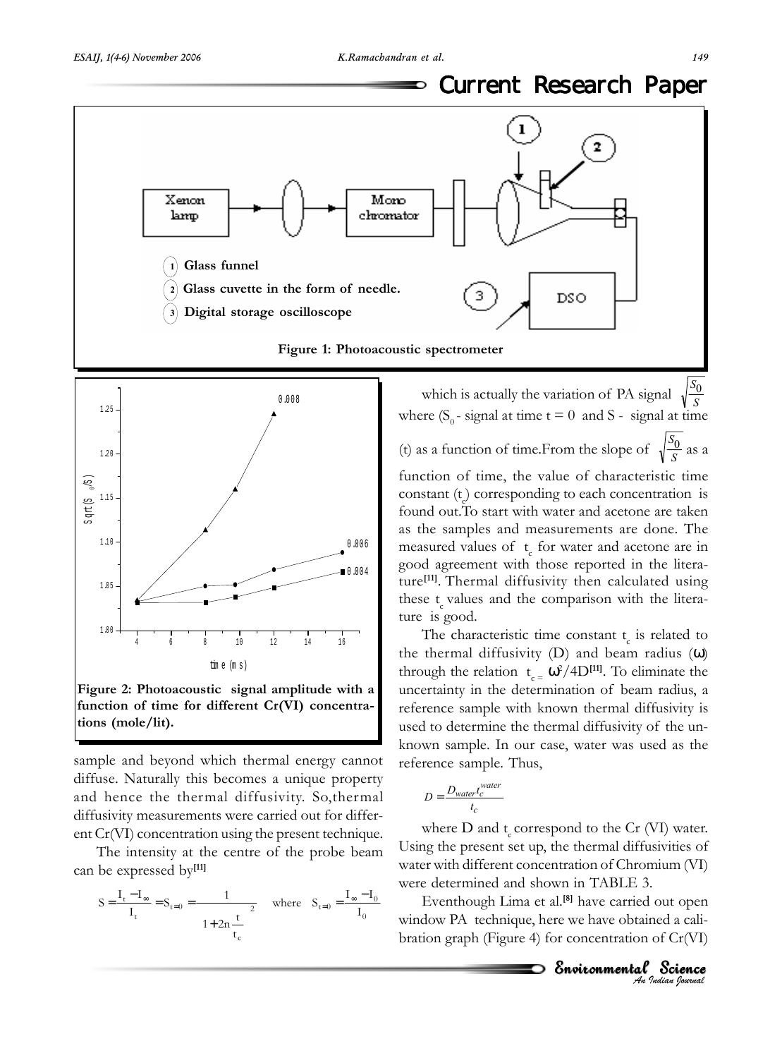Figure 1: Photoacoustic spectrometer

Figure 2: Photoacoustic signal amplitude with a function of time for different Cr(VI) concentrations (mole/lit).

sample and beyond which thermal energy cannot diffuse. Naturally this becomes a unique property and hence the thermal diffusivity. So,thermal diffusivity measurements were carried out for different Cr(VI) concentration using the present technique.

The intensity at the centre of the probe beam can be expressed by[11]

$$S = \frac{I_t - I_\infty}{I_t} = S_{t=0} = \frac{1}{1 + 2n\frac{t}{t_c}}^2 \quad \text{where} \quad S_{t=0} = \frac{I_\infty - I_0}{I_0}$$

which is actually the variation of PA signal $\sqrt{\frac{S_0}{S}}$ where ($S_0$ - signal at time t = 0 and S - signal at time (t) as a function of time.From the slope of $\sqrt{\frac{S_0}{S}}$ as a function of time, the value of characteristic time constant ($t_c$) corresponding to each concentration is found out.To start with water and acetone are taken as the samples and measurements are done. The measured values of $t_c$ for water and acetone are in good agreement with those reported in the literature[11]. Thermal diffusivity then calculated using these $t_c$ values and the comparison with the literature is good.

The characteristic time constant $t_c$ is related to the thermal diffusivity (D) and beam radius ($\omega$) through the relation $t_c = \omega^2/4D$[11]. To eliminate the uncertainty in the determination of beam radius, a reference sample with known thermal diffusivity is used to determine the thermal diffusivity of the unknown sample. In our case, water was used as the reference sample. Thus,

$$D = \frac{D_{water} t_c^{water}}{t_c}$$

where D and $t_c$ correspond to the Cr (VI) water. Using the present set up, the thermal diffusivities of water with different concentration of Chromium (VI) were determined and shown in TABLE 3.

Eventhough Lima et al.[8] have carried out open window PA technique, here we have obtained a calibration graph (Figure 4) for concentration of Cr(VI)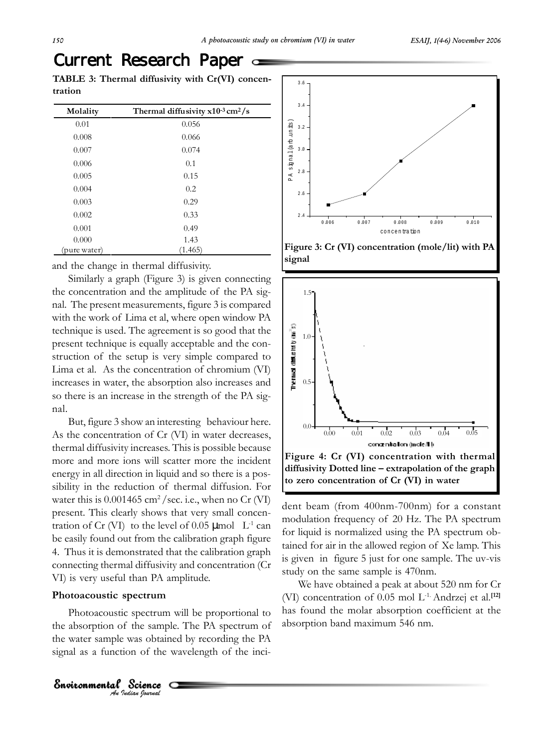## Current Research Paper

**TABLE 3: Thermal diffusivity with Cr(VI) concentration**

| Molality | Thermal diffusivity $\times 10^{-3}$ cm$^2$/s |
|---|---|
| 0.01 | 0.056 |
| 0.008 | 0.066 |
| 0.007 | 0.074 |
| 0.006 | 0.1 |
| 0.005 | 0.15 |
| 0.004 | 0.2 |
| 0.003 | 0.29 |
| 0.002 | 0.33 |
| 0.001 | 0.49 |
| 0.000 (pure water) | 1.43 (1.465) |

and the change in thermal diffusivity.

Similarly a graph (Figure 3) is given connecting the concentration and the amplitude of the PA signal. The present measurements, figure 3 is compared with the work of Lima et al, where open window PA technique is used. The agreement is so good that the present technique is equally acceptable and the construction of the setup is very simple compared to Lima et al. As the concentration of chromium (VI) increases in water, the absorption also increases and so there is an increase in the strength of the PA signal.

But, figure 3 show an interesting behaviour here. As the concentration of Cr (VI) in water decreases, thermal diffusivity increases. This is possible because more and more ions will scatter more the incident energy in all direction in liquid and so there is a possibility in the reduction of thermal diffusion. For water this is 0.001465 cm$^2$/sec. i.e., when no Cr (VI) present. This clearly shows that very small concentration of Cr (VI) to the level of 0.05 μmol L$^{-1}$ can be easily found out from the calibration graph figure 4. Thus it is demonstrated that the calibration graph connecting thermal diffusivity and concentration (Cr VI) is very useful than PA amplitude.

**Figure 3: Cr (VI) concentration (mole/lit) with PA signal**

**Figure 4: Cr (VI) concentration with thermal diffusivity Dotted line – extrapolation of the graph to zero concentration of Cr (VI) in water**

### Photoacoustic spectrum

Photoacoustic spectrum will be proportional to the absorption of the sample. The PA spectrum of the water sample was obtained by recording the PA signal as a function of the wavelength of the incident beam (from 400nm-700nm) for a constant modulation frequency of 20 Hz. The PA spectrum for liquid is normalized using the PA spectrum obtained for air in the allowed region of Xe lamp. This is given in figure 5 just for one sample. The uv-vis study on the same sample is 470nm.

We have obtained a peak at about 520 nm for Cr (VI) concentration of 0.05 mol L$^{-1}$. Andrzej et al.[12] has found the molar absorption coefficient at the absorption band maximum 546 nm.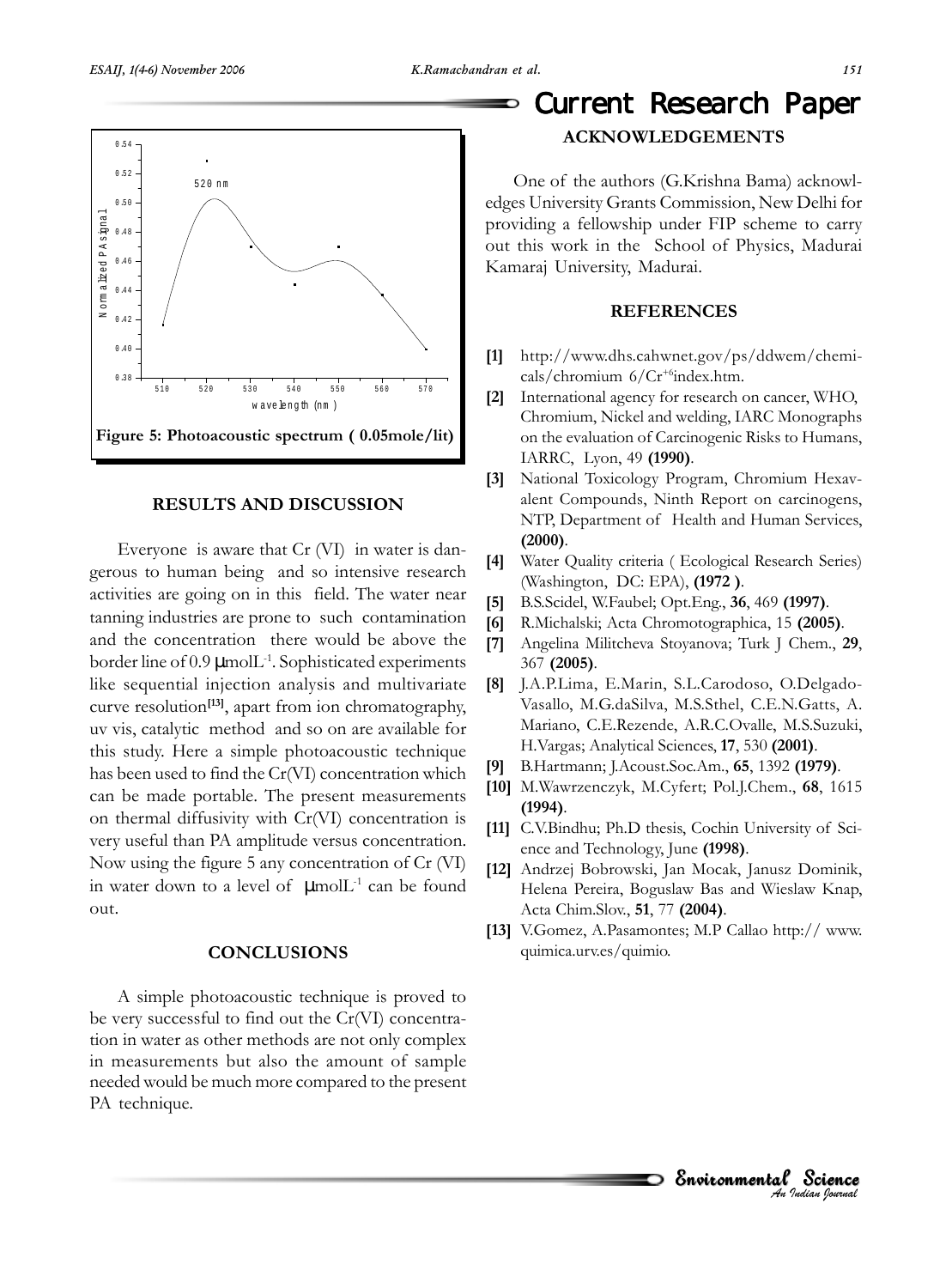0.54
0.52
0.50
0.48
0.46
0.44
0.42
0.40
0.38

520 nm

Normalized PA signal

510 520 530 540 550 560 570

wavelength (nm)

**Figure 5: Photoacoustic spectrum ( 0.05mole/lit)**

## RESULTS AND DISCUSSION

Everyone is aware that Cr (VI) in water is dangerous to human being and so intensive research activities are going on in this field. The water near tanning industries are prone to such contamination and the concentration there would be above the border line of 0.9 μmolL$^{-1}$. Sophisticated experiments like sequential injection analysis and multivariate curve resolution[13], apart from ion chromatography, uv vis, catalytic method and so on are available for this study. Here a simple photoacoustic technique has been used to find the Cr(VI) concentration which can be made portable. The present measurements on thermal diffusivity with Cr(VI) concentration is very useful than PA amplitude versus concentration. Now using the figure 5 any concentration of Cr (VI) in water down to a level of μmolL$^{-1}$ can be found out.

## CONCLUSIONS

A simple photoacoustic technique is proved to be very successful to find out the Cr(VI) concentration in water as other methods are not only complex in measurements but also the amount of sample needed would be much more compared to the present PA technique.

## ACKNOWLEDGEMENTS

One of the authors (G.Krishna Bama) acknowledges University Grants Commission, New Delhi for providing a fellowship under FIP scheme to carry out this work in the School of Physics, Madurai Kamaraj University, Madurai.

## REFERENCES

**[1]** http://www.dhs.cahwnet.gov/ps/ddwem/chemicals/chromium 6/Cr$^{+6}$index.htm.

**[2]** International agency for research on cancer, WHO, Chromium, Nickel and welding, IARC Monographs on the evaluation of Carcinogenic Risks to Humans, IARRC, Lyon, 49 **(1990)**.

**[3]** National Toxicology Program, Chromium Hexavalent Compounds, Ninth Report on carcinogens, NTP, Department of Health and Human Services, **(2000)**.

**[4]** Water Quality criteria ( Ecological Research Series) (Washington, DC: EPA), **(1972 )**.

**[5]** B.S.Scidel, W.Faubel; Opt.Eng., **36**, 469 **(1997)**.

**[6]** R.Michalski; Acta Chromotographica, 15 **(2005)**.

**[7]** Angelina Militcheva Stoyanova; Turk J Chem., **29**, 367 **(2005)**.

**[8]** J.A.P.Lima, E.Marin, S.L.Carodoso, O.Delgado-Vasallo, M.G.daSilva, M.S.Sthel, C.E.N.Gatts, A. Mariano, C.E.Rezende, A.R.C.Ovalle, M.S.Suzuki, H.Vargas; Analytical Sciences, **17**, 530 **(2001)**.

**[9]** B.Hartmann; J.Acoust.Soc.Am., **65**, 1392 **(1979)**.

**[10]** M.Wawrzenczyk, M.Cyfert; Pol.J.Chem., **68**, 1615 **(1994)**.

**[11]** C.V.Bindhu; Ph.D thesis, Cochin University of Science and Technology, June **(1998)**.

**[12]** Andrzej Bobrowski, Jan Mocak, Janusz Dominik, Helena Pereira, Boguslaw Bas and Wieslaw Knap, Acta Chim.Slov., **51**, 77 **(2004)**.

**[13]** V.Gomez, A.Pasamontes; M.P Callao http:// www.quimica.urv.es/quimio.